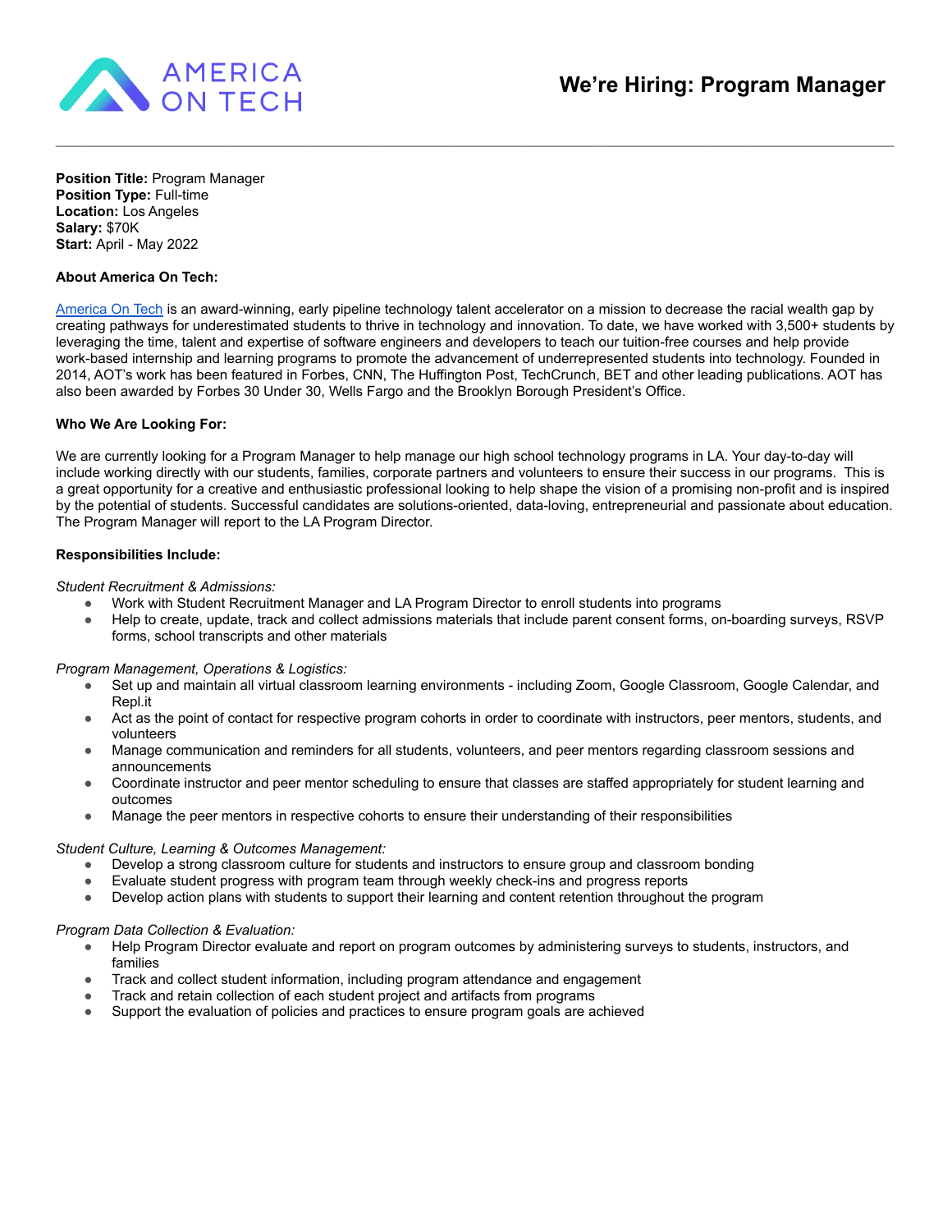AMERICA ON TECH

# We're Hiring: Program Manager

---

**Position Title:** Program Manager
**Position Type:** Full-time
**Location:** Los Angeles
**Salary:** $70K
**Start:** April - May 2022

**About America On Tech:**

[America On Tech](#) is an award-winning, early pipeline technology talent accelerator on a mission to decrease the racial wealth gap by creating pathways for underestimated students to thrive in technology and innovation. To date, we have worked with 3,500+ students by leveraging the time, talent and expertise of software engineers and developers to teach our tuition-free courses and help provide work-based internship and learning programs to promote the advancement of underrepresented students into technology. Founded in 2014, AOT's work has been featured in Forbes, CNN, The Huffington Post, TechCrunch, BET and other leading publications. AOT has also been awarded by Forbes 30 Under 30, Wells Fargo and the Brooklyn Borough President's Office.

**Who We Are Looking For:**

We are currently looking for a Program Manager to help manage our high school technology programs in LA. Your day-to-day will include working directly with our students, families, corporate partners and volunteers to ensure their success in our programs. This is a great opportunity for a creative and enthusiastic professional looking to help shape the vision of a promising non-profit and is inspired by the potential of students. Successful candidates are solutions-oriented, data-loving, entrepreneurial and passionate about education. The Program Manager will report to the LA Program Director.

**Responsibilities Include:**

*Student Recruitment & Admissions:*

- Work with Student Recruitment Manager and LA Program Director to enroll students into programs
- Help to create, update, track and collect admissions materials that include parent consent forms, on-boarding surveys, RSVP forms, school transcripts and other materials

*Program Management, Operations & Logistics:*

- Set up and maintain all virtual classroom learning environments - including Zoom, Google Classroom, Google Calendar, and Repl.it
- Act as the point of contact for respective program cohorts in order to coordinate with instructors, peer mentors, students, and volunteers
- Manage communication and reminders for all students, volunteers, and peer mentors regarding classroom sessions and announcements
- Coordinate instructor and peer mentor scheduling to ensure that classes are staffed appropriately for student learning and outcomes
- Manage the peer mentors in respective cohorts to ensure their understanding of their responsibilities

*Student Culture, Learning & Outcomes Management:*

- Develop a strong classroom culture for students and instructors to ensure group and classroom bonding
- Evaluate student progress with program team through weekly check-ins and progress reports
- Develop action plans with students to support their learning and content retention throughout the program

*Program Data Collection & Evaluation:*

- Help Program Director evaluate and report on program outcomes by administering surveys to students, instructors, and families
- Track and collect student information, including program attendance and engagement
- Track and retain collection of each student project and artifacts from programs
- Support the evaluation of policies and practices to ensure program goals are achieved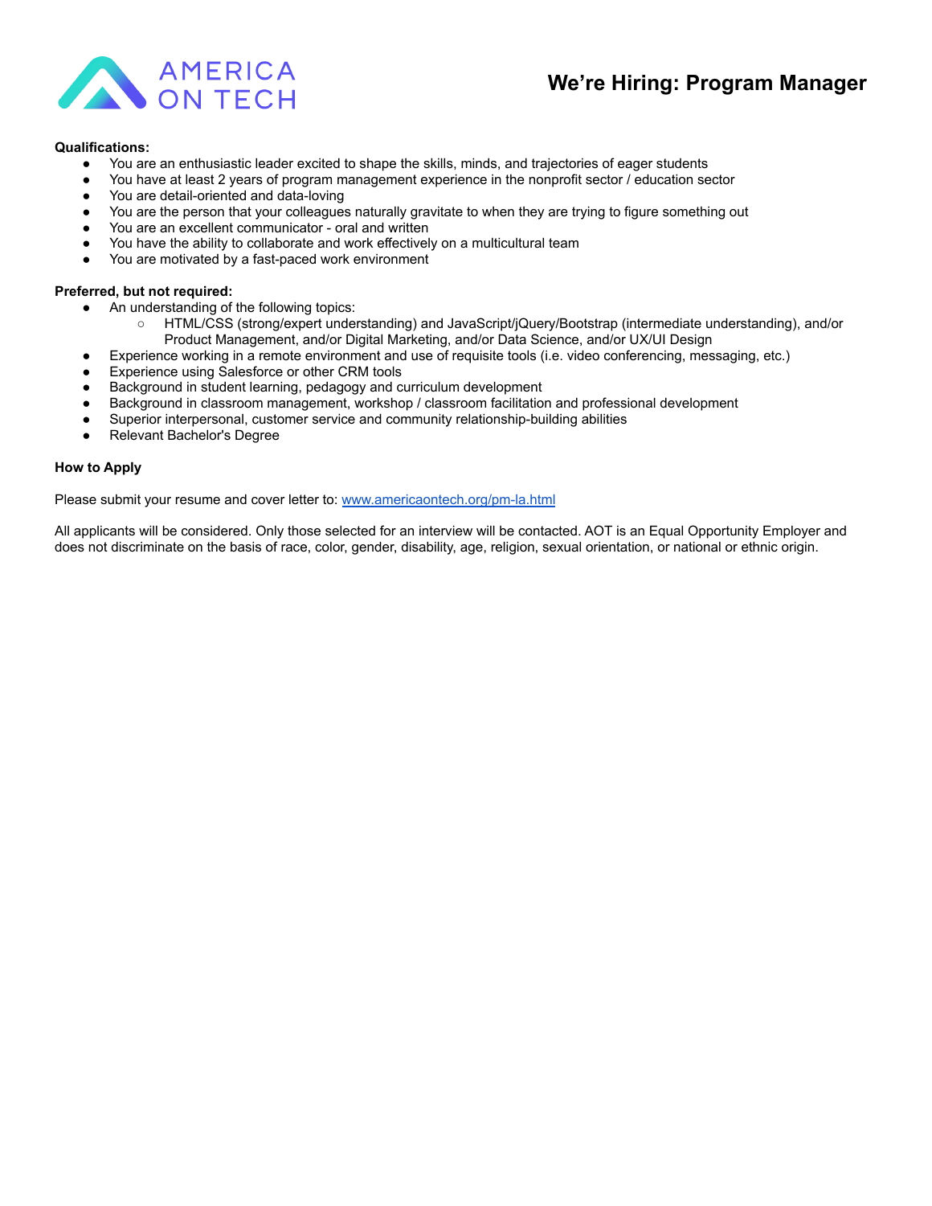AMERICA ON TECH

# We're Hiring: Program Manager

**Qualifications:**

- You are an enthusiastic leader excited to shape the skills, minds, and trajectories of eager students
- You have at least 2 years of program management experience in the nonprofit sector / education sector
- You are detail-oriented and data-loving
- You are the person that your colleagues naturally gravitate to when they are trying to figure something out
- You are an excellent communicator - oral and written
- You have the ability to collaborate and work effectively on a multicultural team
- You are motivated by a fast-paced work environment

**Preferred, but not required:**

- An understanding of the following topics:
  - HTML/CSS (strong/expert understanding) and JavaScript/jQuery/Bootstrap (intermediate understanding), and/or Product Management, and/or Digital Marketing, and/or Data Science, and/or UX/UI Design
- Experience working in a remote environment and use of requisite tools (i.e. video conferencing, messaging, etc.)
- Experience using Salesforce or other CRM tools
- Background in student learning, pedagogy and curriculum development
- Background in classroom management, workshop / classroom facilitation and professional development
- Superior interpersonal, customer service and community relationship-building abilities
- Relevant Bachelor's Degree

**How to Apply**

Please submit your resume and cover letter to: [www.americaontech.org/pm-la.html](http://www.americaontech.org/pm-la.html)

All applicants will be considered. Only those selected for an interview will be contacted. AOT is an Equal Opportunity Employer and does not discriminate on the basis of race, color, gender, disability, age, religion, sexual orientation, or national or ethnic origin.